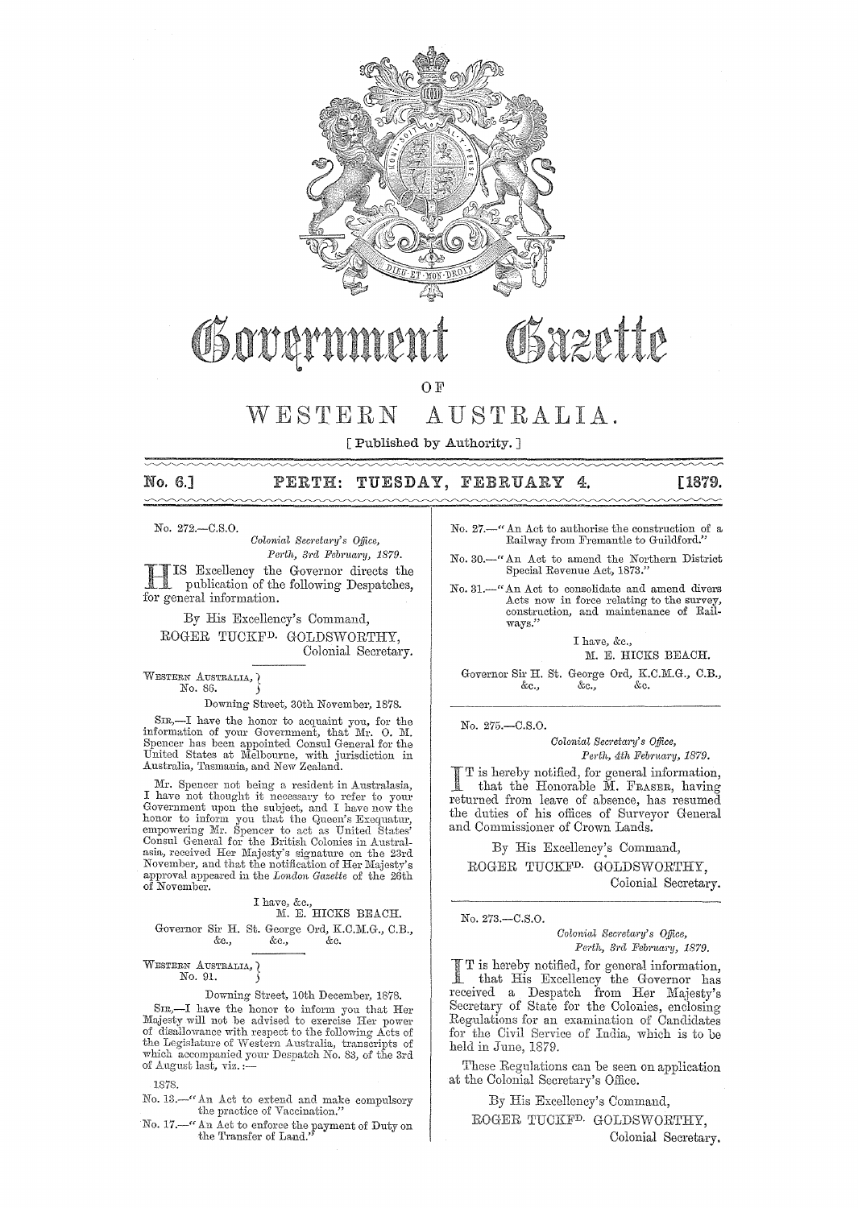# Government Gazette

OF

# WESTERN AUSTRALIA.

[ Published by Authority. ]

**No. 6.] PERTH: TUESDAY, FEBRUARY 4. [1879.**

No. 272.—C.S.O.

*Colonial Secretary's Office,*
*Perth, 3rd February, 1879.*

HIS Excellency the Governor directs the publication of the following Despatches, for general information.

By His Excellency's Command,
ROGER TUCKFD. GOLDSWORTHY,
Colonial Secretary.

WESTERN AUSTRALIA, No. 86.

Downing Street, 30th November, 1878.

SIR,—I have the honor to acquaint you, for the information of your Government, that Mr. O. M. Spencer has been appointed Consul General for the United States at Melbourne, with jurisdiction in Australia, Tasmania, and New Zealand.

Mr. Spencer not being a resident in Australasia, I have not thought it necessary to refer to your Government upon the subject, and I have now the honor to inform you that the Queen's Exequatur, empowering Mr. Spencer to act as United States' Consul General for the British Colonies in Australasia, received Her Majesty's signature on the 23rd November, and that the notification of Her Majesty's approval appeared in the *London Gazette* of the 26th of November.

I have, &c.,
M. E. HICKS BEACH.

Governor Sir H. St. George Ord, K.C.M.G., C.B., &c., &c., &c.

WESTERN AUSTRALIA, No. 91.

Downing Street, 10th December, 1878.

SIR,—I have the honor to inform you that Her Majesty will not be advised to exercise Her power of disallowance with respect to the following Acts of the Legislature of Western Australia, transcripts of which accompanied your Despatch No. 83, of the 3rd of August last, viz.:—

1878.

No. 13.—"An Act to extend and make compulsory the practice of Vaccination."

No. 17.—"An Act to enforce the payment of Duty on the Transfer of Land."

No. 27.—"An Act to authorise the construction of a Railway from Fremantle to Guildford."

No. 30.—"An Act to amend the Northern District Special Revenue Act, 1873."

No. 31.—"An Act to consolidate and amend divers Acts now in force relating to the survey, construction, and maintenance of Railways."

I have, &c.,
M. E. HICKS BEACH.

Governor Sir H. St. George Ord, K.C.M.G., C.B., &c., &c., &c.

No. 275.—C.S.O.

*Colonial Secretary's Office,*
*Perth, 4th February, 1879.*

IT is hereby notified, for general information, that the Honorable M. FRASER, having returned from leave of absence, has resumed the duties of his offices of Surveyor General and Commissioner of Crown Lands.

By His Excellency's Command,
ROGER TUCKFD. GOLDSWORTHY,
Colonial Secretary.

No. 273.—C.S.O.

*Colonial Secretary's Office,*
*Perth, 3rd February, 1879.*

IT is hereby notified, for general information, that His Excellency the Governor has received a Despatch from Her Majesty's Secretary of State for the Colonies, enclosing Regulations for an examination of Candidates for the Civil Service of India, which is to be held in June, 1879.

These Regulations can be seen on application at the Colonial Secretary's Office.

By His Excellency's Command,
ROGER TUCKFD. GOLDSWORTHY,
Colonial Secretary.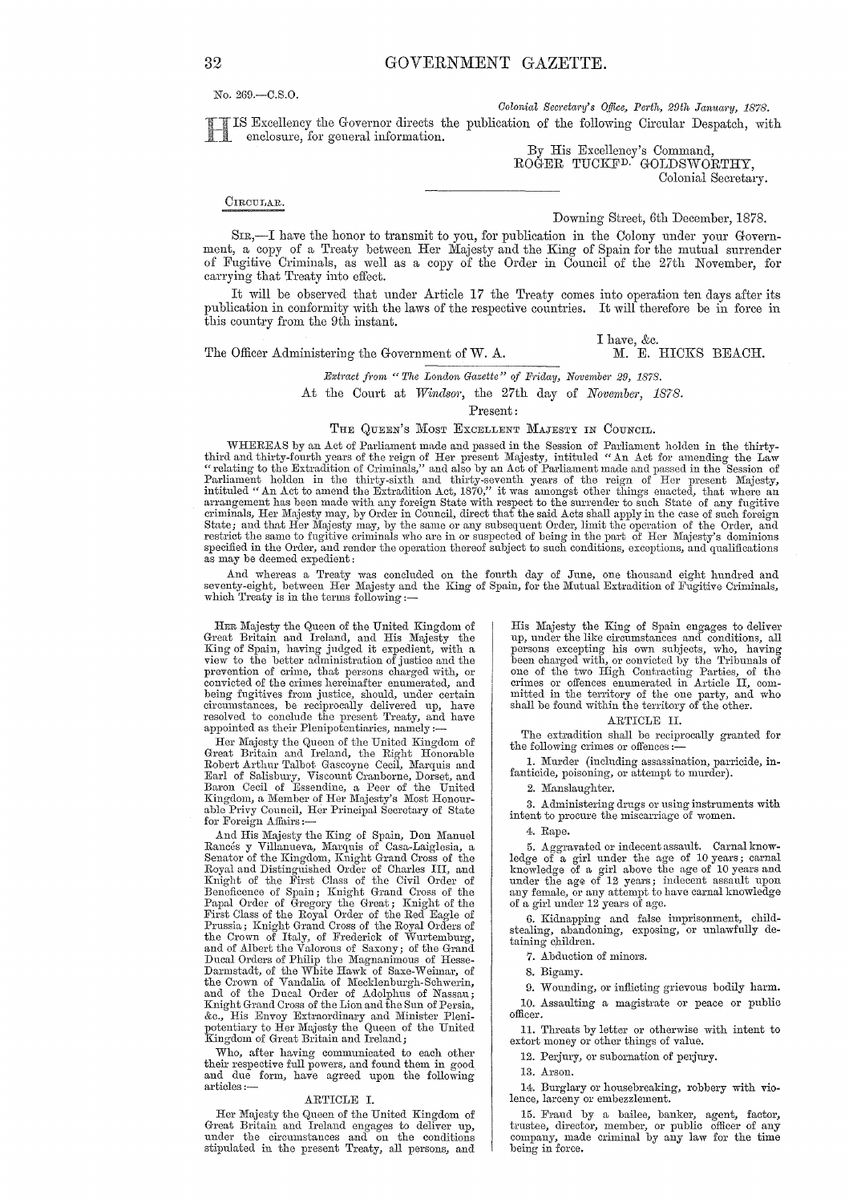No. 269.—C.S.O.

*Colonial Secretary's Office, Perth, 29th January, 1878.*

HIS Excellency the Governor directs the publication of the following Circular Despatch, with enclosure, for general information.

By His Excellency's Command,
ROGER TUCKFD. GOLDSWORTHY,
Colonial Secretary.

CIRCULAR.

Downing Street, 6th December, 1878.

SIR,—I have the honor to transmit to you, for publication in the Colony under your Government, a copy of a Treaty between Her Majesty and the King of Spain for the mutual surrender of Fugitive Criminals, as well as a copy of the Order in Council of the 27th November, for carrying that Treaty into effect.

It will be observed that under Article 17 the Treaty comes into operation ten days after its publication in conformity with the laws of the respective countries. It will therefore be in force in this country from the 9th instant.

I have, &c.

The Officer Administering the Government of W. A. M. E. HICKS BEACH.

*Extract from "The London Gazette" of Friday, November 29, 1878.*

At the Court at *Windsor*, the 27th day of *November*, *1878*.

Present:

THE QUEEN'S MOST EXCELLENT MAJESTY IN COUNCIL.

WHEREAS by an Act of Parliament made and passed in the Session of Parliament holden in the thirty-third and thirty-fourth years of the reign of Her present Majesty, intituled "An Act for amending the Law "relating to the Extradition of Criminals," and also by an Act of Parliament made and passed in the Session of Parliament holden in the thirty-sixth and thirty-seventh years of the reign of Her present Majesty, intituled "An Act to amend the Extradition Act, 1870," it was amongst other things enacted, that where an arrangement has been made with any foreign State with respect to the surrender to such State of any fugitive criminals, Her Majesty may, by Order in Council, direct that the said Acts shall apply in the case of such foreign State; and that Her Majesty may, by the same or any subsequent Order, limit the operation of the Order, and restrict the same to fugitive criminals who are in or suspected of being in the part of Her Majesty's dominions specified in the Order, and render the operation thereof subject to such conditions, exceptions, and qualifications as may be deemed expedient:

And whereas a Treaty was concluded on the fourth day of June, one thousand eight hundred and seventy-eight, between Her Majesty and the King of Spain, for the Mutual Extradition of Fugitive Criminals, which Treaty is in the terms following:—

HER Majesty the Queen of the United Kingdom of Great Britain and Ireland, and His Majesty the King of Spain, having judged it expedient, with a view to the better administration of justice and the prevention of crime, that persons charged with, or convicted of the crimes hereinafter enumerated, and being fugitives from justice, should, under certain circumstances, be reciprocally delivered up, have resolved to conclude the present Treaty, and have appointed as their Plenipotentiaries, namely:—

Her Majesty the Queen of the United Kingdom of Great Britain and Ireland, the Right Honorable Robert Arthur Talbot Gascoyne Cecil, Marquis and Earl of Salisbury, Viscount Cranborne, Dorset, and Baron Cecil of Essendine, a Peer of the United Kingdom, a Member of Her Majesty's Most Honourable Privy Council, Her Principal Secretary of State for Foreign Affairs:—

And His Majesty the King of Spain, Don Manuel Rancés y Villanueva, Marquis of Casa-Laiglesia, a Senator of the Kingdom, Knight Grand Cross of the Royal and Distinguished Order of Charles III, and Knight of the First Class of the Civil Order of Beneficence of Spain; Knight Grand Cross of the Papal Order of Gregory the Great; Knight of the First Class of the Royal Order of the Red Eagle of Prussia; Knight Grand Cross of the Royal Orders of the Crown of Italy, of Frederick of Wurtemburg, and of Albert the Valorous of Saxony; of the Grand Ducal Orders of Philip the Magnanimous of Hesse-Darmstadt, of the White Hawk of Saxe-Weimar, of the Crown of Vandalia of Mecklenburgh-Schwerin, and of the Ducal Order of Adolphus of Nassau; Knight Grand Cross of the Lion and the Sun of Persia, &c., His Envoy Extraordinary and Minister Plenipotentiary to Her Majesty the Queen of the United Kingdom of Great Britain and Ireland;

Who, after having communicated to each other their respective full powers, and found them in good and due form, have agreed upon the following articles:—

ARTICLE I.

Her Majesty the Queen of the United Kingdom of Great Britain and Ireland engages to deliver up, under the circumstances and on the conditions stipulated in the present Treaty, all persons, and His Majesty the King of Spain engages to deliver up, under the like circumstances and conditions, all persons excepting his own subjects, who, having been charged with, or convicted by the Tribunals of one of the two High Contracting Parties, of the crimes or offences enumerated in Article II, committed in the territory of the one party, and who shall be found within the territory of the other.

ARTICLE II.

The extradition shall be reciprocally granted for the following crimes or offences:—

1. Murder (including assassination, parricide, infanticide, poisoning, or attempt to murder).

2. Manslaughter.

3. Administering drugs or using instruments with intent to procure the miscarriage of women.

4. Rape.

5. Aggravated or indecent assault. Carnal knowledge of a girl under the age of 10 years; carnal knowledge of a girl above the age of 10 years and under the age of 12 years; indecent assault upon any female, or any attempt to have carnal knowledge of a girl under 12 years of age.

6. Kidnapping and false imprisonment, child-stealing, abandoning, exposing, or unlawfully detaining children.

7. Abduction of minors.

8. Bigamy.

9. Wounding, or inflicting grievous bodily harm.

10. Assaulting a magistrate or peace or public officer.

11. Threats by letter or otherwise with intent to extort money or other things of value.

12. Perjury, or subornation of perjury.

13. Arson.

14. Burglary or housebreaking, robbery with violence, larceny or embezzlement.

15. Fraud by a bailee, banker, agent, factor, trustee, director, member, or public officer of any company, made criminal by any law for the time being in force.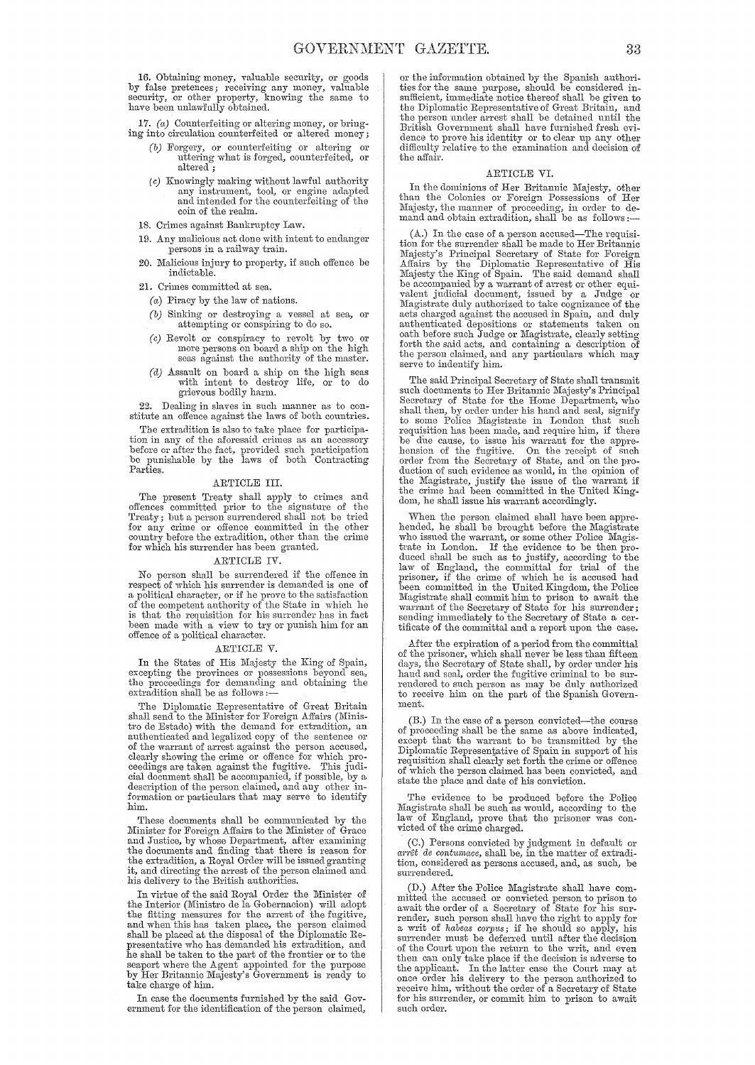16. Obtaining money, valuable security, or goods by false pretences; receiving any money, valuable security, or other property, knowing the same to have been unlawfully obtained.

17. *(a)* Counterfeiting or altering money, or bringing into circulation counterfeited or altered money;

*(b)* Forgery, or counterfeiting or altering or uttering what is forged, counterfeited, or altered;

*(c)* Knowingly making without lawful authority any instrument, tool, or engine adapted and intended for the counterfeiting of the coin of the realm.

18. Crimes against Bankruptcy Law.

19. Any malicious act done with intent to endanger persons in a railway train.

20. Malicious injury to property, if such offence be indictable.

21. Crimes committed at sea.

*(a)* Piracy by the law of nations.

*(b)* Sinking or destroying a vessel at sea, or attempting or conspiring to do so.

*(c)* Revolt or conspiracy to revolt by two or more persons on board a ship on the high seas against the authority of the master.

*(d)* Assault on board a ship on the high seas with intent to destroy life, or to do grievous bodily harm.

22. Dealing in slaves in such manner as to constitute an offence against the laws of both countries.

The extradition is also to take place for participation in any of the aforesaid crimes as an accessory before or after the fact, provided such participation be punishable by the laws of both Contracting Parties.

## ARTICLE III.

The present Treaty shall apply to crimes and offences committed prior to the signature of the Treaty; but a person surrendered shall not be tried for any crime or offence committed in the other country before the extradition, other than the crime for which his surrender has been granted.

## ARTICLE IV.

No person shall be surrendered if the offence in respect of which his surrender is demanded is one of a political character, or if he prove to the satisfaction of the competent authority of the State in which he is that the requisition for his surrender has in fact been made with a view to try or punish him for an offence of a political character.

## ARTICLE V.

In the States of His Majesty the King of Spain, excepting the provinces or possessions beyond sea, the proceedings for demanding and obtaining the extradition shall be as follows:—

The Diplomatic Representative of Great Britain shall send to the Minister for Foreign Affairs (Ministro de Estado) with the demand for extradition, an authenticated and legalized copy of the sentence or of the warrant of arrest against the person accused, clearly showing the crime or offence for which proceedings are taken against the fugitive. This judicial document shall be accompanied, if possible, by a description of the person claimed, and any other information or particulars that may serve to identify him.

These documents shall be communicated by the Minister for Foreign Affairs to the Minister of Grace and Justice, by whose Department, after examining the documents and finding that there is reason for the extradition, a Royal Order will be issued granting it, and directing the arrest of the person claimed and his delivery to the British authorities.

In virtue of the said Royal Order the Minister of the Interior (Ministro de la Gobernacion) will adopt the fitting measures for the arrest of the fugitive, and when this has taken place, the person claimed shall be placed at the disposal of the Diplomatic Representative who has demanded his extradition, and he shall be taken to the part of the frontier or to the seaport where the Agent appointed for the purpose by Her Britannic Majesty's Government is ready to take charge of him.

In case the documents furnished by the said Government for the identification of the person claimed, or the information obtained by the Spanish authorities for the same purpose, should be considered insufficient, immediate notice thereof shall be given to the Diplomatic Representative of Great Britain, and the person under arrest shall be detained until the British Government shall have furnished fresh evidence to prove his identity or to clear up any other difficulty relative to the examination and decision of the affair.

## ARTICLE VI.

In the dominions of Her Britannic Majesty, other than the Colonies or Foreign Possessions of Her Majesty, the manner of proceeding, in order to demand and obtain extradition, shall be as follows:—

(A.) In the case of a person accused—The requisition for the surrender shall be made to Her Britannic Majesty's Principal Secretary of State for Foreign Affairs by the Diplomatic Representative of His Majesty the King of Spain. The said demand shall be accompanied by a warrant of arrest or other equivalent judicial document, issued by a Judge or Magistrate duly authorized to take cognizance of the acts charged against the accused in Spain, and duly authenticated depositions or statements taken on oath before such Judge or Magistrate, clearly setting forth the said acts, and containing a description of the person claimed, and any particulars which may serve to indentify him.

The said Principal Secretary of State shall transmit such documents to Her Britannic Majesty's Principal Secretary of State for the Home Department, who shall then, by order under his hand and seal, signify to some Police Magistrate in London that such requisition has been made, and require him, if there be due cause, to issue his warrant for the apprehension of the fugitive. On the receipt of such order from the Secretary of State, and on the production of such evidence as would, in the opinion of the Magistrate, justify the issue of the warrant if the crime had been committed in the United Kingdom, he shall issue his warrant accordingly.

When the person claimed shall have been apprehended, he shall be brought before the Magistrate who issued the warrant, or some other Police Magistrate in London. If the evidence to be then produced shall be such as to justify, according to the law of England, the committal for trial of the prisoner, if the crime of which he is accused had been committed in the United Kingdom, the Police Magistrate shall commit him to prison to await the warrant of the Secretary of State for his surrender; sending immediately to the Secretary of State a certificate of the committal and a report upon the case.

After the expiration of a period from the committal of the prisoner, which shall never be less than fifteen days, the Secretary of State shall, by order under his hand and seal, order the fugitive criminal to be surrendered to such person as may be duly authorized to receive him on the part of the Spanish Government.

(B.) In the case of a person convicted—the course of proceeding shall be the same as above indicated, except that the warrant to be transmitted by the Diplomatic Representative of Spain in support of his requisition shall clearly set forth the crime or offence of which the person claimed has been convicted, and state the place and date of his conviction.

The evidence to be produced before the Police Magistrate shall be such as would, according to the law of England, prove that the prisoner was convicted of the crime charged.

(C.) Persons convicted by judgment in default or *arrêt de contumace*, shall be, in the matter of extradition, considered as persons accused, and, as such, be surrendered.

(D.) After the Police Magistrate shall have committed the accused or convicted person to prison to await the order of a Secretary of State for his surrender, such person shall have the right to apply for a writ of *habeas corpus*; if he should so apply, his surrender must be deferred until after the decision of the Court upon the return to the writ, and even then can only take place if the decision is adverse to the applicant. In the latter case the Court may at once order his delivery to the person authorized to receive him, without the order of a Secretary of State for his surrender, or commit him to prison to await such order.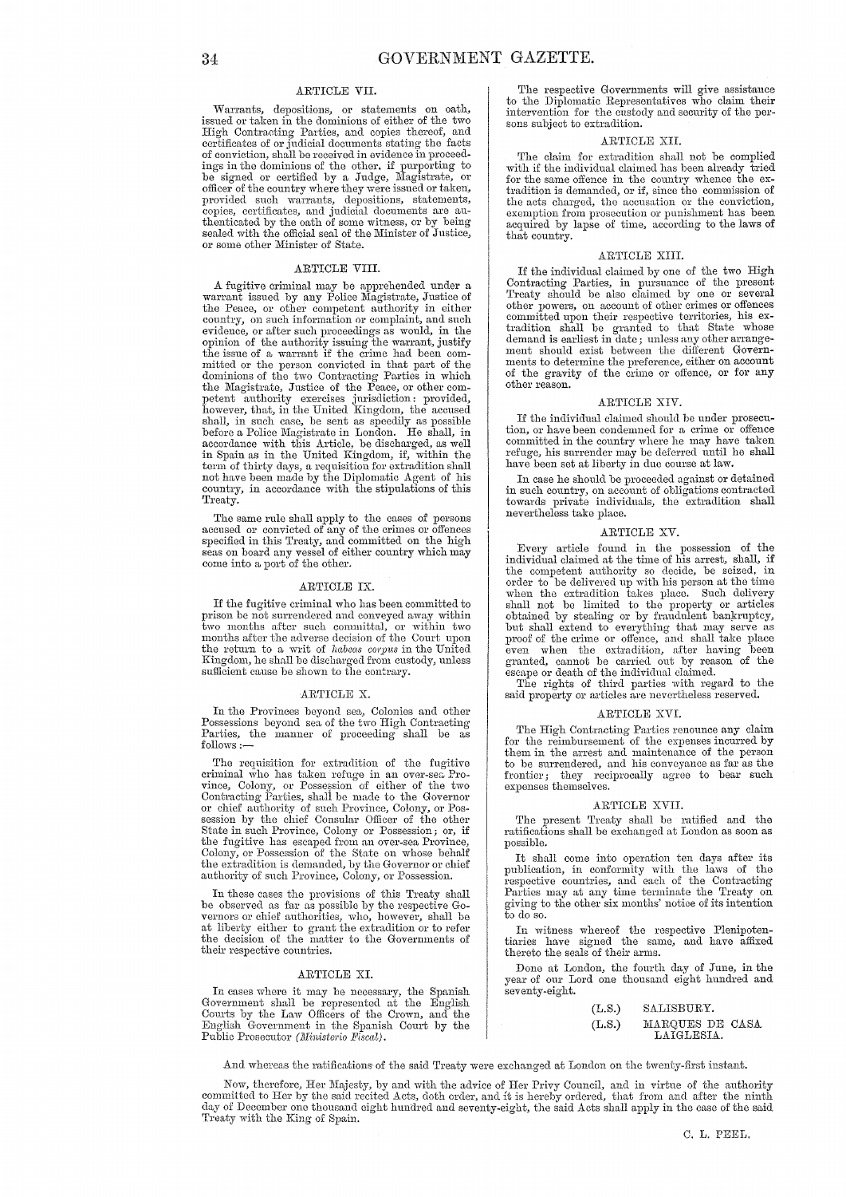### ARTICLE VII.

Warrants, depositions, or statements on oath, issued or taken in the dominions of either of the two High Contracting Parties, and copies thereof, and certificates of or judicial documents stating the facts of conviction, shall be received in evidence in proceedings in the dominions of the other, if purporting to be signed or certified by a Judge, Magistrate, or officer of the country where they were issued or taken, provided such warrants, depositions, statements, copies, certificates, and judicial documents are authenticated by the oath of some witness, or by being sealed with the official seal of the Minister of Justice, or some other Minister of State.

### ARTICLE VIII.

A fugitive criminal may be apprehended under a warrant issued by any Police Magistrate, Justice of the Peace, or other competent authority in either country, on such information or complaint, and such evidence, or after such proceedings as would, in the opinion of the authority issuing the warrant, justify the issue of a warrant if the crime had been committed or the person convicted in that part of the dominions of the two Contracting Parties in which the Magistrate, Justice of the Peace, or other competent authority exercises jurisdiction: provided, however, that, in the United Kingdom, the accused shall, in such case, be sent as speedily as possible before a Police Magistrate in London. He shall, in accordance with this Article, be discharged, as well in Spain as in the United Kingdom, if, within the term of thirty days, a requisition for extradition shall not have been made by the Diplomatic Agent of his country, in accordance with the stipulations of this Treaty.

The same rule shall apply to the cases of persons accused or convicted of any of the crimes or offences specified in this Treaty, and committed on the high seas on board any vessel of either country which may come into a port of the other.

### ARTICLE IX.

If the fugitive criminal who has been committed to prison be not surrendered and conveyed away within two months after such committal, or within two months after the adverse decision of the Court upon the return to a writ of *habeas corpus* in the United Kingdom, he shall be discharged from custody, unless sufficient cause be shown to the contrary.

### ARTICLE X.

In the Provinces beyond sea, Colonies and other Possessions beyond sea of the two High Contracting Parties, the manner of proceeding shall be as follows:—

The requisition for extradition of the fugitive criminal who has taken refuge in an over-sea Province, Colony, or Possession of either of the two Contracting Parties, shall be made to the Governor or chief authority of such Province, Colony, or Possession by the chief Consular Officer of the other State in such Province, Colony or Possession; or, if the fugitive has escaped from an over-sea Province, Colony, or Possession of the State on whose behalf the extradition is demanded, by the Governor or chief authority of such Province, Colony, or Possession.

In these cases the provisions of this Treaty shall be observed as far as possible by the respective Governors or chief authorities, who, however, shall be at liberty either to grant the extradition or to refer the decision of the matter to the Governments of their respective countries.

### ARTICLE XI.

In cases where it may be necessary, the Spanish Government shall be represented at the English Courts by the Law Officers of the Crown, and the English Government in the Spanish Court by the Public Prosecutor *(Ministerio Fiscal)*.

The respective Governments will give assistance to the Diplomatic Representatives who claim their intervention for the custody and security of the persons subject to extradition.

### ARTICLE XII.

The claim for extradition shall not be complied with if the individual claimed has been already tried for the same offence in the country whence the extradition is demanded, or if, since the commission of the acts charged, the accusation or the conviction, exemption from prosecution or punishment has been acquired by lapse of time, according to the laws of that country.

### ARTICLE XIII.

If the individual claimed by one of the two High Contracting Parties, in pursuance of the present Treaty should be also claimed by one or several other powers, on account of other crimes or offences committed upon their respective territories, his extradition shall be granted to that State whose demand is earliest in date; unless any other arrangement should exist between the different Governments to determine the preference, either on account of the gravity of the crime or offence, or for any other reason.

### ARTICLE XIV.

If the individual claimed should be under prosecution, or have been condemned for a crime or offence committed in the country where he may have taken refuge, his surrender may be deferred until he shall have been set at liberty in due course at law.

In case he should be proceeded against or detained in such country, on account of obligations contracted towards private individuals, the extradition shall nevertheless take place.

### ARTICLE XV.

Every article found in the possession of the individual claimed at the time of his arrest, shall, if the competent authority so decide, be seized, in order to be delivered up with his person at the time when the extradition takes place. Such delivery shall not be limited to the property or articles obtained by stealing or by fraudulent bankruptcy, but shall extend to everything that may serve as proof of the crime or offence, and shall take place even when the extradition, after having been granted, cannot be carried out by reason of the escape or death of the individual claimed.

The rights of third parties with regard to the said property or articles are nevertheless reserved.

### ARTICLE XVI.

The High Contracting Parties renounce any claim for the reimbursement of the expenses incurred by them in the arrest and maintenance of the person to be surrendered, and his conveyance as far as the frontier; they reciprocally agree to bear such expenses themselves.

### ARTICLE XVII.

The present Treaty shall be ratified and the ratifications shall be exchanged at London as soon as possible.

It shall come into operation ten days after its publication, in conformity with the laws of the respective countries, and each of the Contracting Parties may at any time terminate the Treaty on giving to the other six months' notice of its intention to do so.

In witness whereof the respective Plenipotentiaries have signed the same, and have affixed thereto the seals of their arms.

Done at London, the fourth day of June, in the year of our Lord one thousand eight hundred and seventy-eight.

(L.S.) SALISBURY.
(L.S.) MARQUES DE CASA LAIGLESIA.

And whereas the ratifications of the said Treaty were exchanged at London on the twenty-first instant.

Now, therefore, Her Majesty, by and with the advice of Her Privy Council, and in virtue of the authority committed to Her by the said recited Acts, doth order, and it is hereby ordered, that from and after the ninth day of December one thousand eight hundred and seventy-eight, the said Acts shall apply in the case of the said Treaty with the King of Spain.

C. L. PEEL.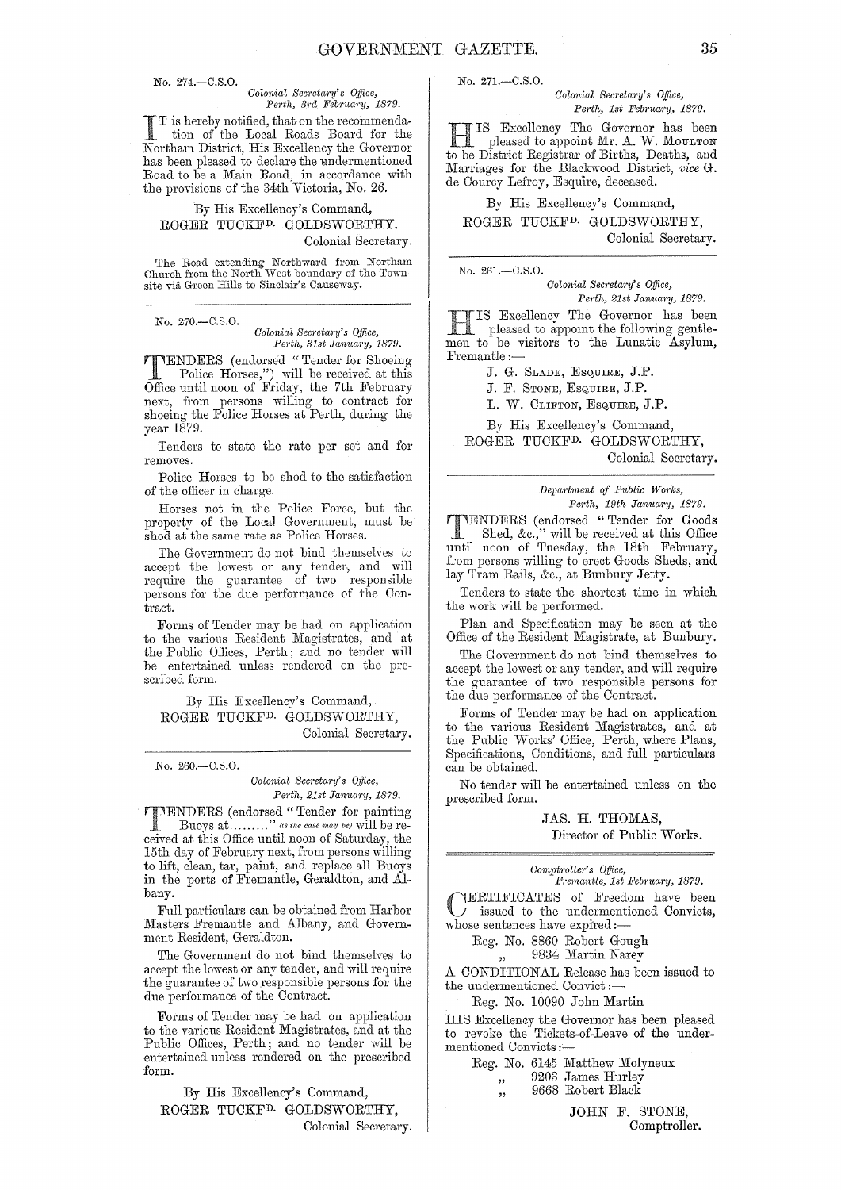No. 274.—C.S.O.

*Colonial Secretary's Office,*
*Perth, 3rd February, 1879.*

IT is hereby notified, that on the recommendation of the Local Roads Board for the Northam District, His Excellency the Governor has been pleased to declare the undermentioned Road to be a Main Road, in accordance with the provisions of the 34th Victoria, No. 26.

By His Excellency's Command,
ROGER TUCKFD. GOLDSWORTHY,
Colonial Secretary.

The Road extending Northward from Northam Church from the North West boundary of the Townsite viâ Green Hills to Sinclair's Causeway.

---

No. 270.—C.S.O.

*Colonial Secretary's Office,*
*Perth, 31st January, 1879.*

TENDERS (endorsed "Tender for Shoeing Police Horses,") will be received at this Office until noon of Friday, the 7th February next, from persons willing to contract for shoeing the Police Horses at Perth, during the year 1879.

Tenders to state the rate per set and for removes.

Police Horses to be shod to the satisfaction of the officer in charge.

Horses not in the Police Force, but the property of the Local Government, must be shod at the same rate as Police Horses.

The Government do not bind themselves to accept the lowest or any tender, and will require the guarantee of two responsible persons for the due performance of the Contract.

Forms of Tender may be had on application to the various Resident Magistrates, and at the Public Offices, Perth; and no tender will be entertained unless rendered on the prescribed form.

By His Excellency's Command,
ROGER TUCKFD. GOLDSWORTHY,
Colonial Secretary.

---

No. 260.—C.S.O.

*Colonial Secretary's Office,*
*Perth, 21st January, 1879.*

TENDERS (endorsed "Tender for painting Buoys at......... " *as the case may be)* will be received at this Office until noon of Saturday, the 15th day of February next, from persons willing to lift, clean, tar, paint, and replace all Buoys in the ports of Fremantle, Geraldton, and Albany.

Full particulars can be obtained from Harbor Masters Fremantle and Albany, and Government Resident, Geraldton.

The Government do not bind themselves to accept the lowest or any tender, and will require the guarantee of two responsible persons for the due performance of the Contract.

Forms of Tender may be had on application to the various Resident Magistrates, and at the Public Offices, Perth; and no tender will be entertained unless rendered on the prescribed form.

By His Excellency's Command,
ROGER TUCKFD. GOLDSWORTHY,
Colonial Secretary.

---

No. 271.—C.S.O.

*Colonial Secretary's Office,*
*Perth, 1st February, 1879.*

HIS Excellency The Governor has been pleased to appoint Mr. A. W. MOULTON to be District Registrar of Births, Deaths, and Marriages for the Blackwood District, *vice* G. de Courcy Lefroy, Esquire, deceased.

By His Excellency's Command,
ROGER TUCKFD. GOLDSWORTHY,
Colonial Secretary.

---

No. 261.—C.S.O.

*Colonial Secretary's Office,*
*Perth, 21st January, 1879.*

HIS Excellency The Governor has been pleased to appoint the following gentlemen to be visitors to the Lunatic Asylum, Fremantle:—

J. G. SLADE, ESQUIRE, J.P.
J. F. STONE, ESQUIRE, J.P.
L. W. CLIFTON, ESQUIRE, J.P.

By His Excellency's Command,
ROGER TUCKFD. GOLDSWORTHY,
Colonial Secretary.

---

*Department of Public Works,*
*Perth, 19th January, 1879.*

TENDERS (endorsed "Tender for Goods Shed, &c.," will be received at this Office until noon of Tuesday, the 18th February, from persons willing to erect Goods Sheds, and lay Tram Rails, &c., at Bunbury Jetty.

Tenders to state the shortest time in which the work will be performed.

Plan and Specification may be seen at the Office of the Resident Magistrate, at Bunbury.

The Government do not bind themselves to accept the lowest or any tender, and will require the guarantee of two responsible persons for the due performance of the Contract.

Forms of Tender may be had on application to the various Resident Magistrates, and at the Public Works' Office, Perth, where Plans, Specifications, Conditions, and full particulars can be obtained.

No tender will be entertained unless on the prescribed form.

JAS. H. THOMAS,
Director of Public Works.

---

*Comptroller's Office,*
*Fremantle, 1st February, 1879.*

CERTIFICATES of Freedom have been issued to the undermentioned Convicts, whose sentences have expired:—

Reg. No. 8860 Robert Gough
" 9834 Martin Narey

A CONDITIONAL Release has been issued to the undermentioned Convict:—

Reg. No. 10090 John Martin

HIS Excellency the Governor has been pleased to revoke the Tickets-of-Leave of the undermentioned Convicts:—

Reg. No. 6145 Matthew Molyneux
" 9203 James Hurley
" 9668 Robert Black

JOHN F. STONE,
Comptroller.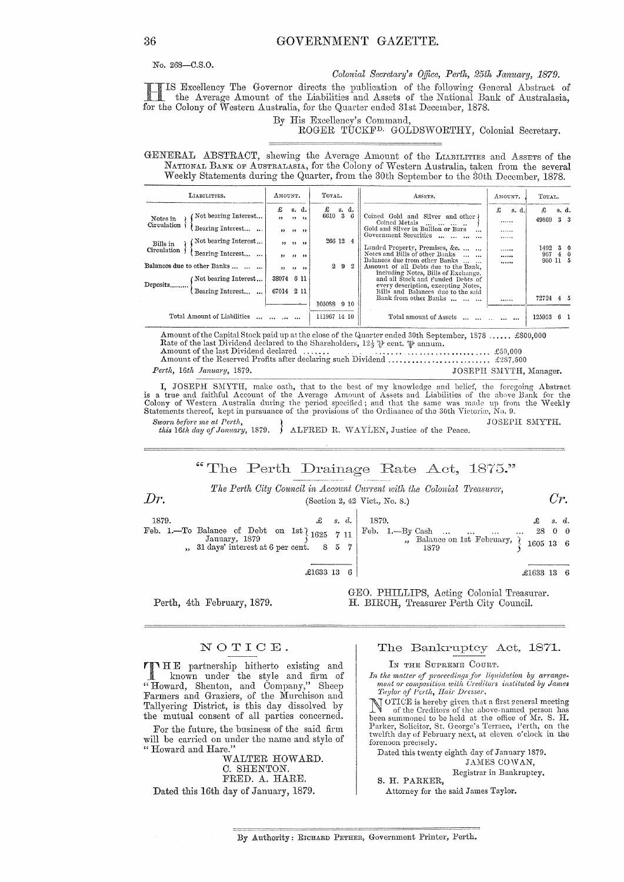No. 268—C.S.O.

*Colonial Secretary's Office, Perth, 25th January, 1879.*

HIS Excellency The Governor directs the publication of the following General Abstract of the Average Amount of the Liabilities and Assets of the National Bank of Australasia, for the Colony of Western Australia, for the Quarter ended 31st December, 1878.

By His Excellency's Command,
ROGER TUCKF<sup>D.</sup> GOLDSWORTHY, Colonial Secretary.

GENERAL ABSTRACT, shewing the Average Amount of the LIABILITIES and ASSETS of the NATIONAL BANK OF AUSTRALASIA, for the Colony of Western Australia, taken from the several Weekly Statements during the Quarter, from the 30th September to the 30th December, 1878.

| LIABILITIES. | | AMOUNT. | TOTAL. | ASSETS. | AMOUNT. | TOTAL. |
|---|---|---|---|---|---|---|
| | | £ s. d. | £ s. d. | | £ s. d. | £ s. d. |
| Notes in Circulation | Not bearing Interest... | " " " | 6610 3 6 | Coined Gold and Silver and other Coined Metals | ...... | 49869 3 3 |
| | Bearing Interest... | " " " | | Gold and Silver in Bullion or Bars | ...... | |
| Bills in Circulation | Not bearing Interest... | " " " | 266 12 4 | Government Securities | ...... | |
| | Bearing Interest... | " " " | | Landed Property, Premises, &c. | ...... | 1492 3 0 |
| Balances due to other Banks | | " " " | 2 9 2 | Notes and Bills of other Banks | ...... | 967 4 0 |
| Deposits......... | Not bearing Interest... | 38074 6 11 | | Balances due from other Banks | ...... | 900 11 5 |
| | Bearing Interest... | 67014 2 11 | 105088 9 10 | Amount of all Debts due to the Bank, including Notes, Bills of Exchange, and all Stock and Funded Debts of every description, excepting Notes, Bills and Balances due to the said Bank from other Banks | ...... | 72724 4 5 |
| Total Amount of Liabilities | | | 111967 14 10 | Total amount of Assets | | 125953 6 1 |

Amount of the Capital Stock paid up at the close of the Quarter ended 30th September, 1878 ...... £800,000
Rate of the last Dividend declared to the Shareholders, 12½ ℔ cent. ℔ annum.
Amount of the last Dividend declared ....... £50,000
Amount of the Reserved Profits after declaring such Dividend .......... £287,500

*Perth, 16th January, 1879.* JOSEPH SMYTH, Manager.

I, JOSEPH SMYTH, make oath, that to the best of my knowledge and belief, the foregoing Abstract is a true and faithful Account of the Average Amount of Assets and Liabilities of the above Bank for the Colony of Western Australia during the period specified; and that the same was made up from the Weekly Statements thereof, kept in pursuance of the provisions of the Ordinance of the 30th Victoria, No. 9.

*Sworn before me at Perth, this 16th day of January, 1879.* ALFRED R. WAYLEN, Justice of the Peace.

JOSEPH SMYTH.

## "The Perth Drainage Rate Act, 1875."

*The Perth City Council in Account Current with the Colonial Treasurer,*
(Section 2, 42 Vict., No. 8.)

| *Dr.* | £ s. d. | *Cr.* | £ s. d. |
|---|---|---|---|
| 1879. | | 1879. | |
| Feb. 1.—To Balance of Debt on 1st January, 1879 | 1625 7 11 | Feb. 1.—By Cash ... | 28 0 0 |
| " 31 days' interest at 6 per cent. | 8 5 7 | " Balance on 1st February, 1879 | 1605 13 6 |
| | £1633 13 6 | | £1633 13 6 |

Perth, 4th February, 1879.

GEO. PHILLIPS, Acting Colonial Treasurer.
H. BIRCH, Treasurer Perth City Council.

## NOTICE.

THE partnership hitherto existing and known under the style and firm of "Howard, Shenton, and Company," Sheep Farmers and Graziers, of the Murchison and Tallyering District, is this day dissolved by the mutual consent of all parties concerned.

For the future, the business of the said firm will be carried on under the name and style of "Howard and Hare."

WALTER HOWARD.
C. SHENTON.
FRED. A. HARE.

Dated this 16th day of January, 1879.

## The Bankruptcy Act, 1871.

IN THE SUPREME COURT.

*In the matter of proceedings for liquidation by arrangement or composition with Creditors instituted by James Taylor of Perth, Hair Dresser.*

NOTICE is hereby given that a first general meeting of the Creditors of the above-named person has been summoned to be held at the office of Mr. S. H. Parker, Solicitor, St. George's Terrace, Perth, on the twelfth day of February next, at eleven o'clock in the forenoon precisely.

Dated this twenty eighth day of January 1879.

JAMES COWAN,
Registrar in Bankruptcy.

S. H. PARKER,
Attorney for the said James Taylor.

By Authority: RICHARD PETHER, Government Printer, Perth.